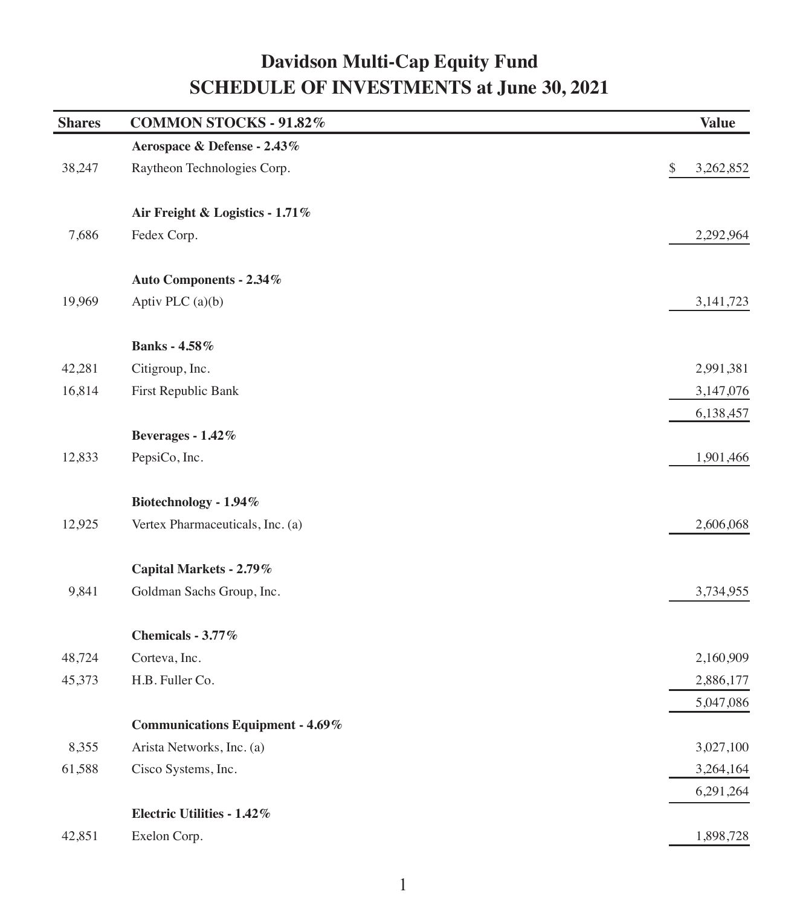# Davidson Multi-Cap Equity Fund

## SCHEDULE OF INVESTMENTS at June 30, 2021

| Shares | COMMON STOCKS - 91.82% | Value |
|---|---|---|
| | **Aerospace & Defense - 2.43%** | |
| 38,247 | Raytheon Technologies Corp. | $ 3,262,852 |
| | **Air Freight & Logistics - 1.71%** | |
| 7,686 | Fedex Corp. | 2,292,964 |
| | **Auto Components - 2.34%** | |
| 19,969 | Aptiv PLC (a)(b) | 3,141,723 |
| | **Banks - 4.58%** | |
| 42,281 | Citigroup, Inc. | 2,991,381 |
| 16,814 | First Republic Bank | 3,147,076 |
| | | 6,138,457 |
| | **Beverages - 1.42%** | |
| 12,833 | PepsiCo, Inc. | 1,901,466 |
| | **Biotechnology - 1.94%** | |
| 12,925 | Vertex Pharmaceuticals, Inc. (a) | 2,606,068 |
| | **Capital Markets - 2.79%** | |
| 9,841 | Goldman Sachs Group, Inc. | 3,734,955 |
| | **Chemicals - 3.77%** | |
| 48,724 | Corteva, Inc. | 2,160,909 |
| 45,373 | H.B. Fuller Co. | 2,886,177 |
| | | 5,047,086 |
| | **Communications Equipment - 4.69%** | |
| 8,355 | Arista Networks, Inc. (a) | 3,027,100 |
| 61,588 | Cisco Systems, Inc. | 3,264,164 |
| | | 6,291,264 |
| | **Electric Utilities - 1.42%** | |
| 42,851 | Exelon Corp. | 1,898,728 |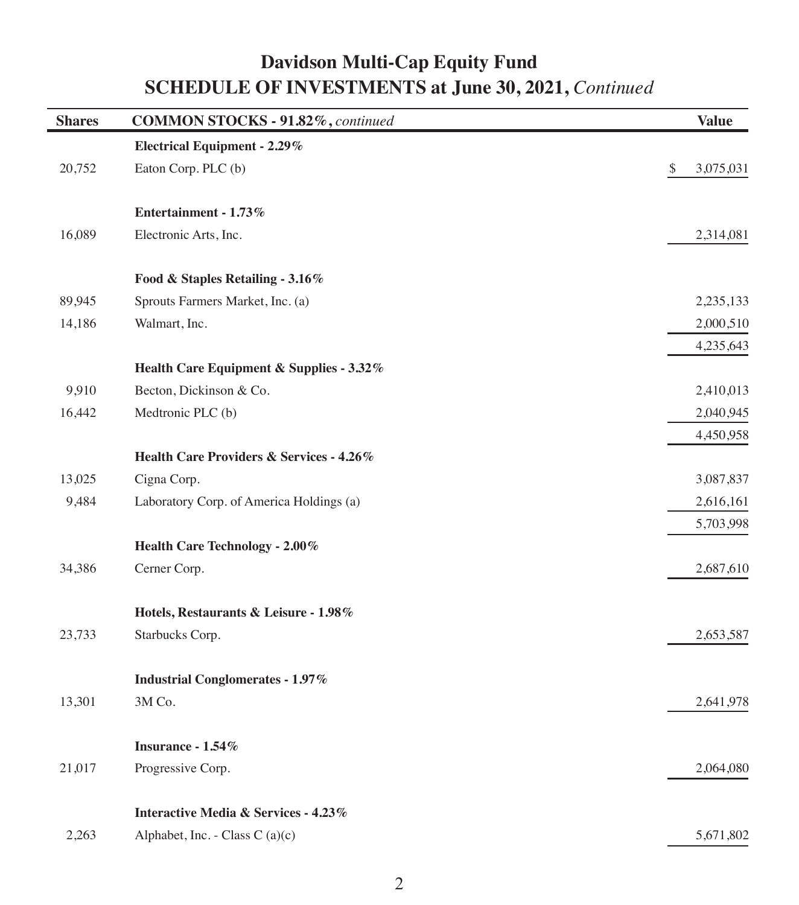# Davidson Multi-Cap Equity Fund

## SCHEDULE OF INVESTMENTS at June 30, 2021, *Continued*

| Shares | COMMON STOCKS - 91.82%, *continued* | Value |
|---|---|---|
| | **Electrical Equipment - 2.29%** | |
| 20,752 | Eaton Corp. PLC (b) | $ 3,075,031 |
| | **Entertainment - 1.73%** | |
| 16,089 | Electronic Arts, Inc. | 2,314,081 |
| | **Food & Staples Retailing - 3.16%** | |
| 89,945 | Sprouts Farmers Market, Inc. (a) | 2,235,133 |
| 14,186 | Walmart, Inc. | 2,000,510 |
| | | 4,235,643 |
| | **Health Care Equipment & Supplies - 3.32%** | |
| 9,910 | Becton, Dickinson & Co. | 2,410,013 |
| 16,442 | Medtronic PLC (b) | 2,040,945 |
| | | 4,450,958 |
| | **Health Care Providers & Services - 4.26%** | |
| 13,025 | Cigna Corp. | 3,087,837 |
| 9,484 | Laboratory Corp. of America Holdings (a) | 2,616,161 |
| | | 5,703,998 |
| | **Health Care Technology - 2.00%** | |
| 34,386 | Cerner Corp. | 2,687,610 |
| | **Hotels, Restaurants & Leisure - 1.98%** | |
| 23,733 | Starbucks Corp. | 2,653,587 |
| | **Industrial Conglomerates - 1.97%** | |
| 13,301 | 3M Co. | 2,641,978 |
| | **Insurance - 1.54%** | |
| 21,017 | Progressive Corp. | 2,064,080 |
| | **Interactive Media & Services - 4.23%** | |
| 2,263 | Alphabet, Inc. - Class C (a)(c) | 5,671,802 |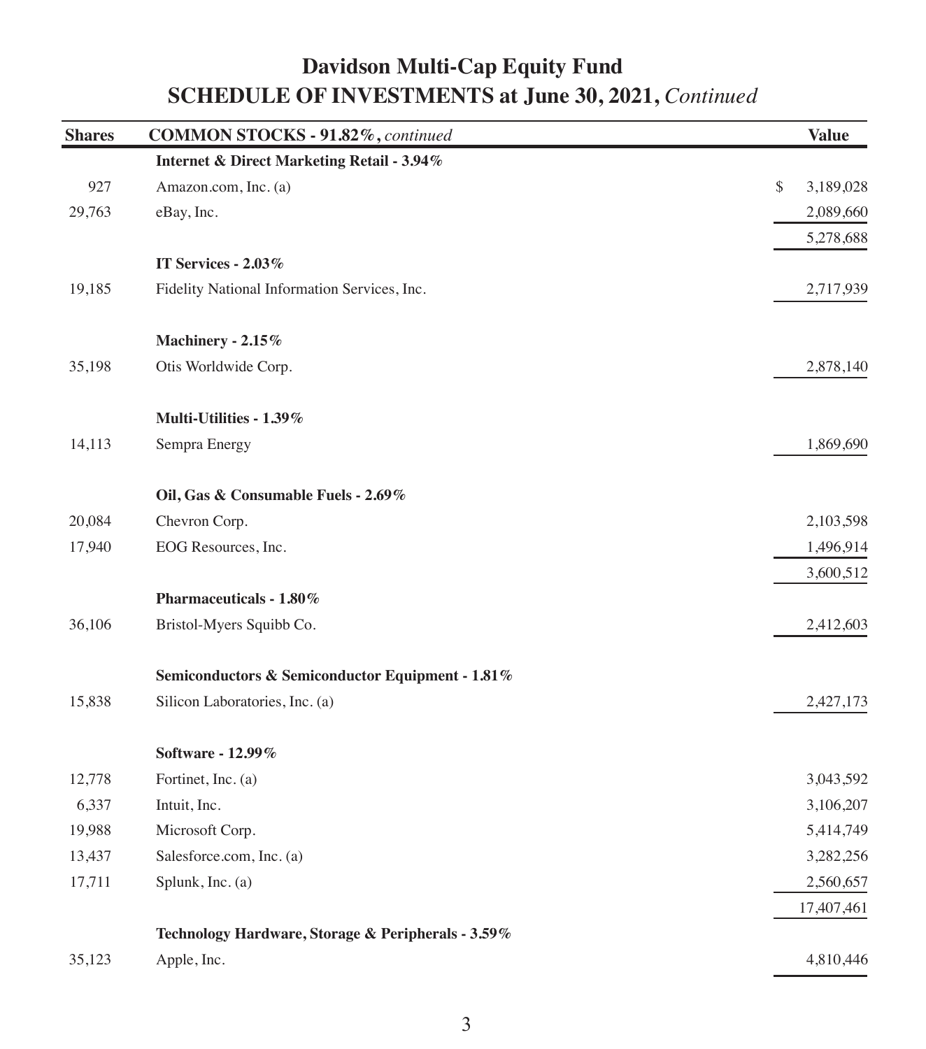# Davidson Multi-Cap Equity Fund

## SCHEDULE OF INVESTMENTS at June 30, 2021, *Continued*

| Shares | COMMON STOCKS - 91.82%, *continued* | Value |
|---|---|---|
| | **Internet & Direct Marketing Retail - 3.94%** | |
| 927 | Amazon.com, Inc. (a) | $ 3,189,028 |
| 29,763 | eBay, Inc. | 2,089,660 |
| | | 5,278,688 |
| | **IT Services - 2.03%** | |
| 19,185 | Fidelity National Information Services, Inc. | 2,717,939 |
| | **Machinery - 2.15%** | |
| 35,198 | Otis Worldwide Corp. | 2,878,140 |
| | **Multi-Utilities - 1.39%** | |
| 14,113 | Sempra Energy | 1,869,690 |
| | **Oil, Gas & Consumable Fuels - 2.69%** | |
| 20,084 | Chevron Corp. | 2,103,598 |
| 17,940 | EOG Resources, Inc. | 1,496,914 |
| | | 3,600,512 |
| | **Pharmaceuticals - 1.80%** | |
| 36,106 | Bristol-Myers Squibb Co. | 2,412,603 |
| | **Semiconductors & Semiconductor Equipment - 1.81%** | |
| 15,838 | Silicon Laboratories, Inc. (a) | 2,427,173 |
| | **Software - 12.99%** | |
| 12,778 | Fortinet, Inc. (a) | 3,043,592 |
| 6,337 | Intuit, Inc. | 3,106,207 |
| 19,988 | Microsoft Corp. | 5,414,749 |
| 13,437 | Salesforce.com, Inc. (a) | 3,282,256 |
| 17,711 | Splunk, Inc. (a) | 2,560,657 |
| | | 17,407,461 |
| | **Technology Hardware, Storage & Peripherals - 3.59%** | |
| 35,123 | Apple, Inc. | 4,810,446 |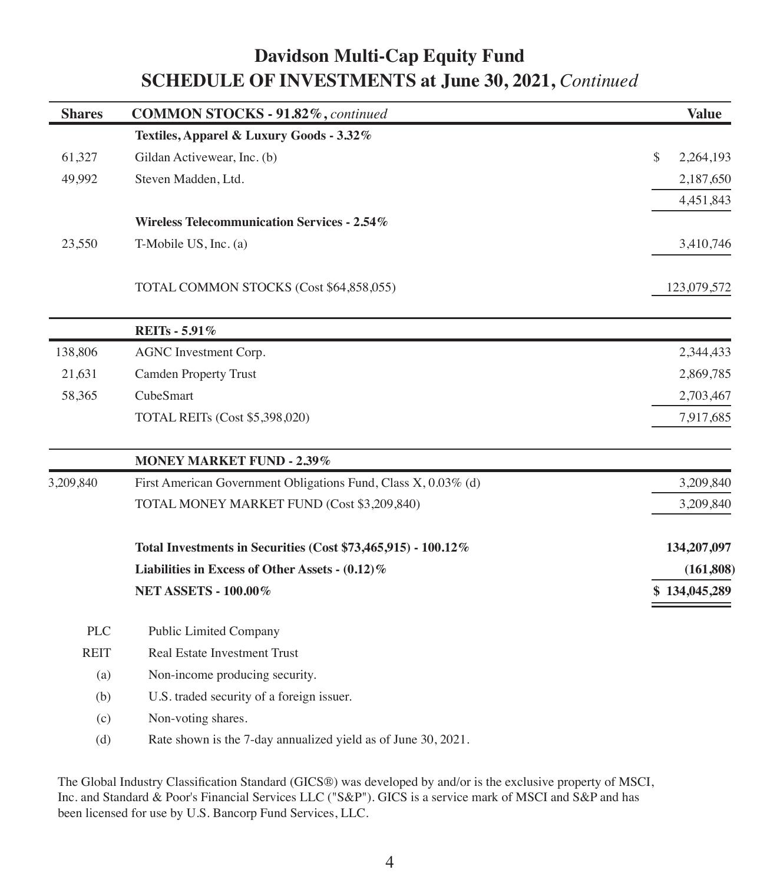# Davidson Multi-Cap Equity Fund

## SCHEDULE OF INVESTMENTS at June 30, 2021, *Continued*

| Shares | COMMON STOCKS - 91.82%, *continued* | Value |
|---|---|---|
| | **Textiles, Apparel & Luxury Goods - 3.32%** | |
| 61,327 | Gildan Activewear, Inc. (b) | $ 2,264,193 |
| 49,992 | Steven Madden, Ltd. | 2,187,650 |
| | | 4,451,843 |
| | **Wireless Telecommunication Services - 2.54%** | |
| 23,550 | T-Mobile US, Inc. (a) | 3,410,746 |
| | TOTAL COMMON STOCKS (Cost $64,858,055) | 123,079,572 |
| | **REITs - 5.91%** | |
| 138,806 | AGNC Investment Corp. | 2,344,433 |
| 21,631 | Camden Property Trust | 2,869,785 |
| 58,365 | CubeSmart | 2,703,467 |
| | TOTAL REITs (Cost $5,398,020) | 7,917,685 |
| | **MONEY MARKET FUND - 2.39%** | |
| 3,209,840 | First American Government Obligations Fund, Class X, 0.03% (d) | 3,209,840 |
| | TOTAL MONEY MARKET FUND (Cost $3,209,840) | 3,209,840 |
| | **Total Investments in Securities (Cost $73,465,915) - 100.12%** | **134,207,097** |
| | **Liabilities in Excess of Other Assets - (0.12)%** | **(161,808)** |
| | **NET ASSETS - 100.00%** | **$ 134,045,289** |

PLC Public Limited Company

REIT Real Estate Investment Trust

(a) Non-income producing security.

(b) U.S. traded security of a foreign issuer.

(c) Non-voting shares.

(d) Rate shown is the 7-day annualized yield as of June 30, 2021.

The Global Industry Classification Standard (GICS®) was developed by and/or is the exclusive property of MSCI, Inc. and Standard & Poor's Financial Services LLC ("S&P"). GICS is a service mark of MSCI and S&P and has been licensed for use by U.S. Bancorp Fund Services, LLC.